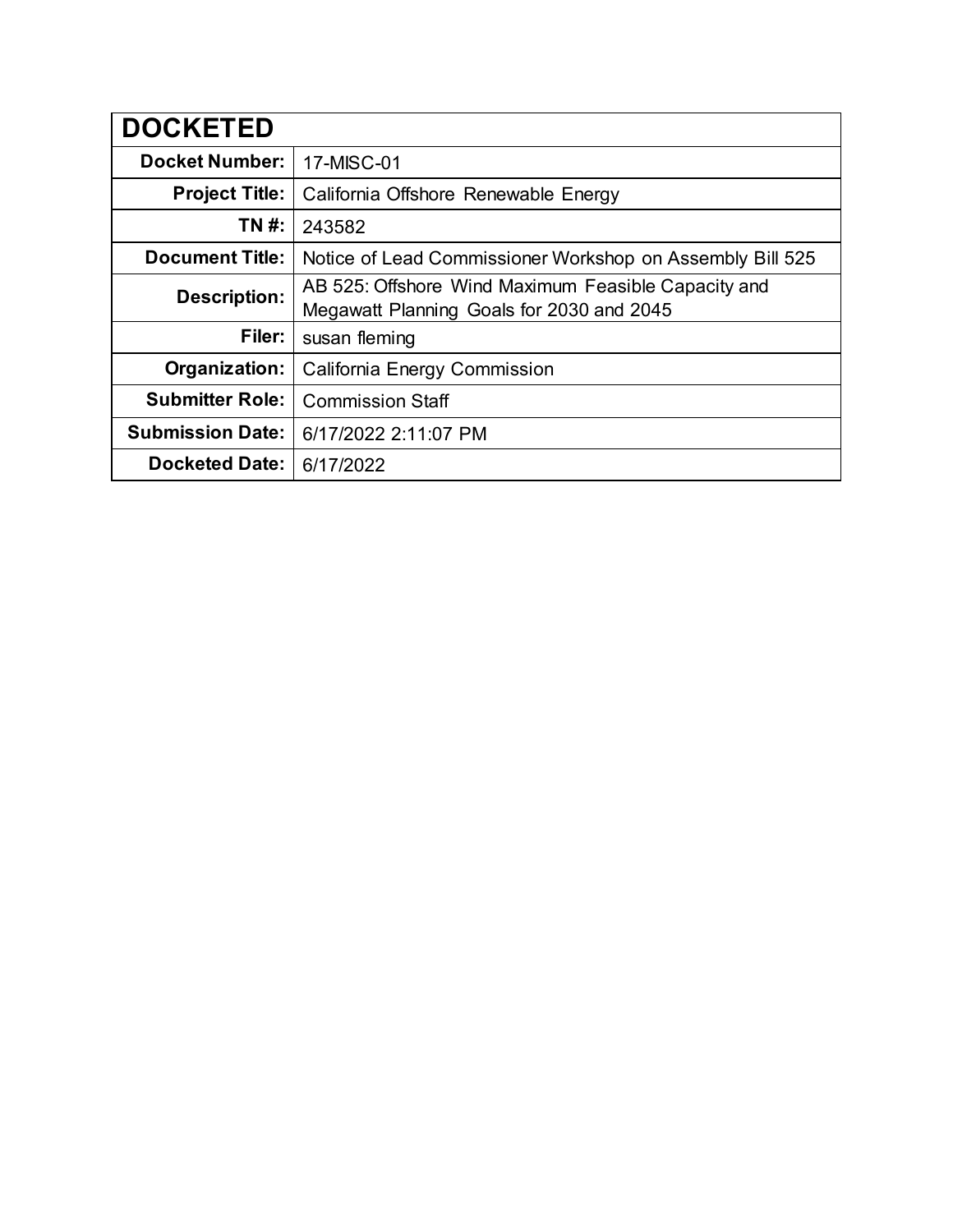| DOCKETED | |
|---|---|
| **Docket Number:** | 17-MISC-01 |
| **Project Title:** | California Offshore Renewable Energy |
| **TN #:** | 243582 |
| **Document Title:** | Notice of Lead Commissioner Workshop on Assembly Bill 525 |
| **Description:** | AB 525: Offshore Wind Maximum Feasible Capacity and Megawatt Planning Goals for 2030 and 2045 |
| **Filer:** | susan fleming |
| **Organization:** | California Energy Commission |
| **Submitter Role:** | Commission Staff |
| **Submission Date:** | 6/17/2022 2:11:07 PM |
| **Docketed Date:** | 6/17/2022 |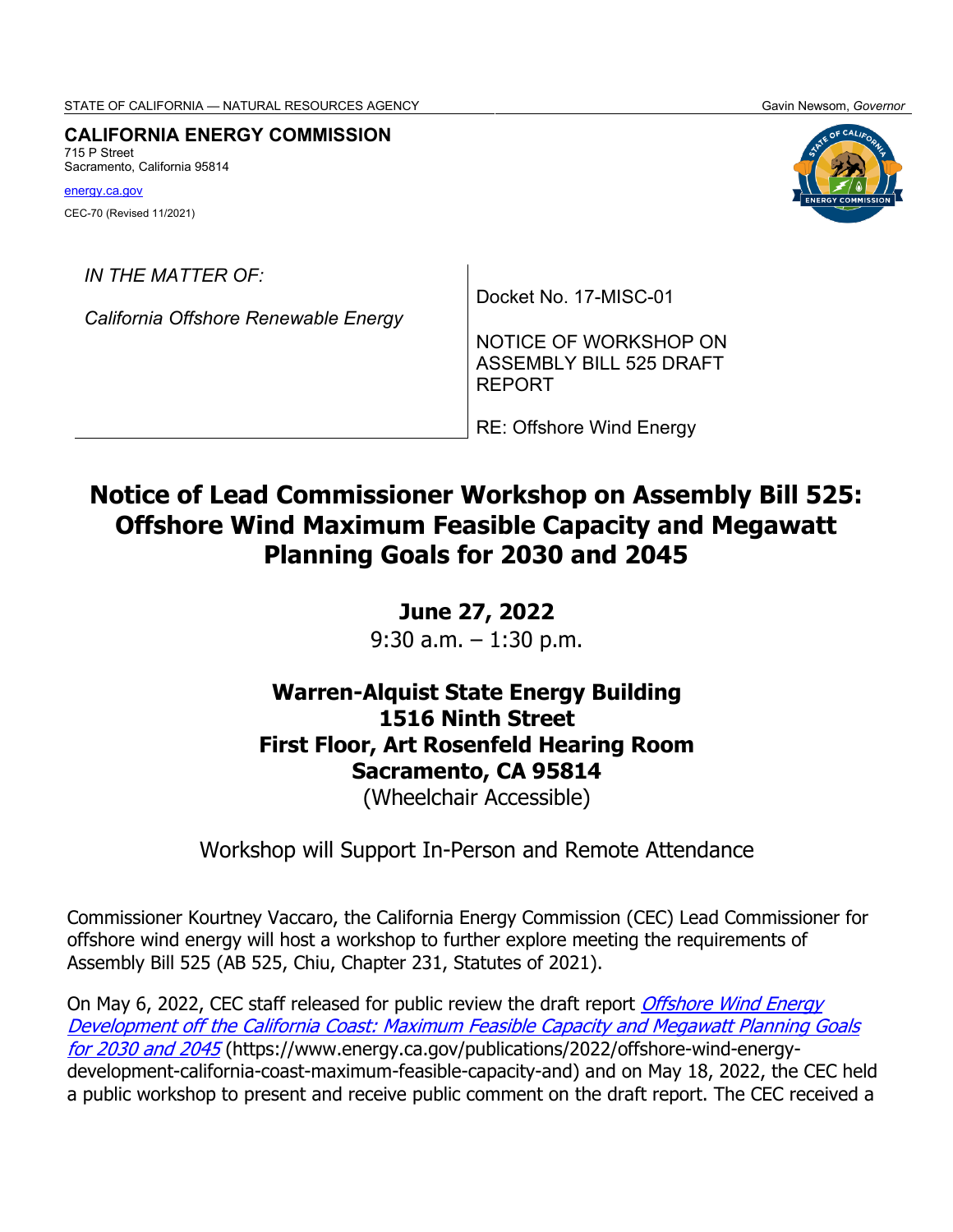STATE OF CALIFORNIA — NATURAL RESOURCES AGENCY Gavin Newsom, *Governor*

**CALIFORNIA ENERGY COMMISSION**
715 P Street
Sacramento, California 95814

energy.ca.gov

CEC-70 (Revised 11/2021)

| *IN THE MATTER OF:* *California Offshore Renewable Energy* | Docket No. 17-MISC-01 NOTICE OF WORKSHOP ON ASSEMBLY BILL 525 DRAFT REPORT RE: Offshore Wind Energy |
|---|---|

# Notice of Lead Commissioner Workshop on Assembly Bill 525: Offshore Wind Maximum Feasible Capacity and Megawatt Planning Goals for 2030 and 2045

**June 27, 2022**
9:30 a.m. – 1:30 p.m.

**Warren-Alquist State Energy Building**
**1516 Ninth Street**
**First Floor, Art Rosenfeld Hearing Room**
**Sacramento, CA 95814**
(Wheelchair Accessible)

Workshop will Support In-Person and Remote Attendance

Commissioner Kourtney Vaccaro, the California Energy Commission (CEC) Lead Commissioner for offshore wind energy will host a workshop to further explore meeting the requirements of Assembly Bill 525 (AB 525, Chiu, Chapter 231, Statutes of 2021).

On May 6, 2022, CEC staff released for public review the draft report *Offshore Wind Energy Development off the California Coast: Maximum Feasible Capacity and Megawatt Planning Goals for 2030 and 2045* (https://www.energy.ca.gov/publications/2022/offshore-wind-energy-development-california-coast-maximum-feasible-capacity-and) and on May 18, 2022, the CEC held a public workshop to present and receive public comment on the draft report. The CEC received a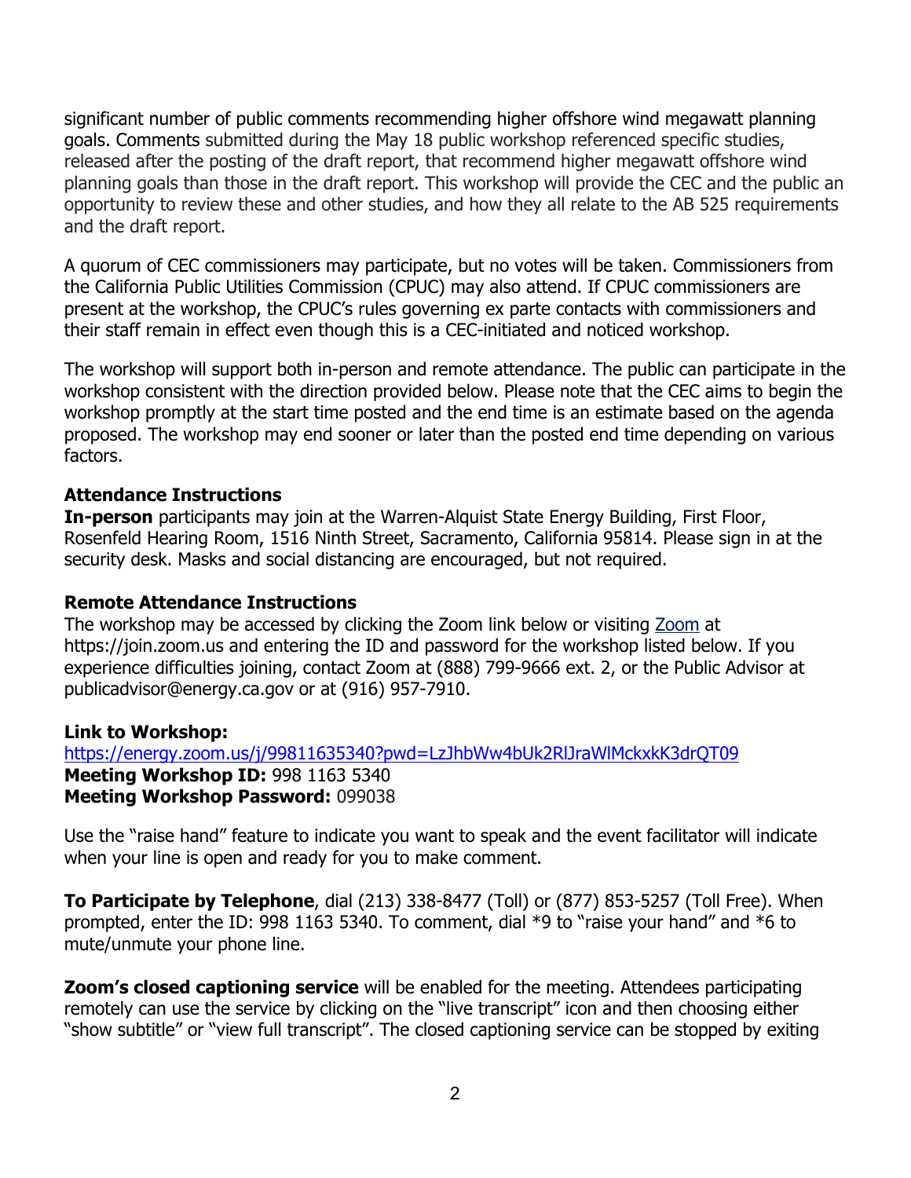significant number of public comments recommending higher offshore wind megawatt planning goals. Comments submitted during the May 18 public workshop referenced specific studies, released after the posting of the draft report, that recommend higher megawatt offshore wind planning goals than those in the draft report. This workshop will provide the CEC and the public an opportunity to review these and other studies, and how they all relate to the AB 525 requirements and the draft report.

A quorum of CEC commissioners may participate, but no votes will be taken. Commissioners from the California Public Utilities Commission (CPUC) may also attend. If CPUC commissioners are present at the workshop, the CPUC's rules governing ex parte contacts with commissioners and their staff remain in effect even though this is a CEC-initiated and noticed workshop.

The workshop will support both in-person and remote attendance. The public can participate in the workshop consistent with the direction provided below. Please note that the CEC aims to begin the workshop promptly at the start time posted and the end time is an estimate based on the agenda proposed. The workshop may end sooner or later than the posted end time depending on various factors.

**Attendance Instructions**

**In-person** participants may join at the Warren-Alquist State Energy Building, First Floor, Rosenfeld Hearing Room, 1516 Ninth Street, Sacramento, California 95814. Please sign in at the security desk. Masks and social distancing are encouraged, but not required.

**Remote Attendance Instructions**

The workshop may be accessed by clicking the Zoom link below or visiting [Zoom](https://join.zoom.us) at https://join.zoom.us and entering the ID and password for the workshop listed below. If you experience difficulties joining, contact Zoom at (888) 799-9666 ext. 2, or the Public Advisor at publicadvisor@energy.ca.gov or at (916) 957-7910.

**Link to Workshop:**
[https://energy.zoom.us/j/99811635340?pwd=LzJhbWw4bUk2RlJraWlMckxkK3drQT09](https://energy.zoom.us/j/99811635340?pwd=LzJhbWw4bUk2RlJraWlMckxkK3drQT09)
**Meeting Workshop ID:** 998 1163 5340
**Meeting Workshop Password:** 099038

Use the "raise hand" feature to indicate you want to speak and the event facilitator will indicate when your line is open and ready for you to make comment.

**To Participate by Telephone**, dial (213) 338-8477 (Toll) or (877) 853-5257 (Toll Free). When prompted, enter the ID: 998 1163 5340. To comment, dial *9 to "raise your hand" and *6 to mute/unmute your phone line.

**Zoom's closed captioning service** will be enabled for the meeting. Attendees participating remotely can use the service by clicking on the "live transcript" icon and then choosing either "show subtitle" or "view full transcript". The closed captioning service can be stopped by exiting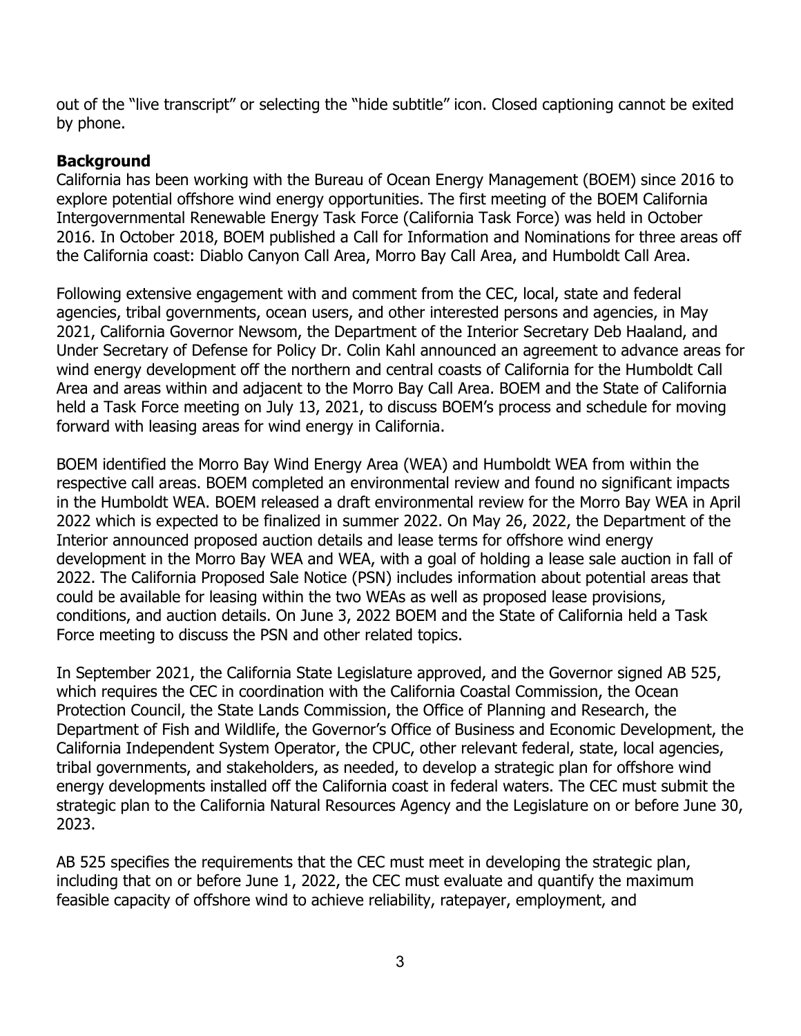out of the "live transcript" or selecting the "hide subtitle" icon. Closed captioning cannot be exited by phone.

**Background**

California has been working with the Bureau of Ocean Energy Management (BOEM) since 2016 to explore potential offshore wind energy opportunities. The first meeting of the BOEM California Intergovernmental Renewable Energy Task Force (California Task Force) was held in October 2016. In October 2018, BOEM published a Call for Information and Nominations for three areas off the California coast: Diablo Canyon Call Area, Morro Bay Call Area, and Humboldt Call Area.

Following extensive engagement with and comment from the CEC, local, state and federal agencies, tribal governments, ocean users, and other interested persons and agencies, in May 2021, California Governor Newsom, the Department of the Interior Secretary Deb Haaland, and Under Secretary of Defense for Policy Dr. Colin Kahl announced an agreement to advance areas for wind energy development off the northern and central coasts of California for the Humboldt Call Area and areas within and adjacent to the Morro Bay Call Area. BOEM and the State of California held a Task Force meeting on July 13, 2021, to discuss BOEM's process and schedule for moving forward with leasing areas for wind energy in California.

BOEM identified the Morro Bay Wind Energy Area (WEA) and Humboldt WEA from within the respective call areas. BOEM completed an environmental review and found no significant impacts in the Humboldt WEA. BOEM released a draft environmental review for the Morro Bay WEA in April 2022 which is expected to be finalized in summer 2022. On May 26, 2022, the Department of the Interior announced proposed auction details and lease terms for offshore wind energy development in the Morro Bay WEA and WEA, with a goal of holding a lease sale auction in fall of 2022. The California Proposed Sale Notice (PSN) includes information about potential areas that could be available for leasing within the two WEAs as well as proposed lease provisions, conditions, and auction details. On June 3, 2022 BOEM and the State of California held a Task Force meeting to discuss the PSN and other related topics.

In September 2021, the California State Legislature approved, and the Governor signed AB 525, which requires the CEC in coordination with the California Coastal Commission, the Ocean Protection Council, the State Lands Commission, the Office of Planning and Research, the Department of Fish and Wildlife, the Governor's Office of Business and Economic Development, the California Independent System Operator, the CPUC, other relevant federal, state, local agencies, tribal governments, and stakeholders, as needed, to develop a strategic plan for offshore wind energy developments installed off the California coast in federal waters. The CEC must submit the strategic plan to the California Natural Resources Agency and the Legislature on or before June 30, 2023.

AB 525 specifies the requirements that the CEC must meet in developing the strategic plan, including that on or before June 1, 2022, the CEC must evaluate and quantify the maximum feasible capacity of offshore wind to achieve reliability, ratepayer, employment, and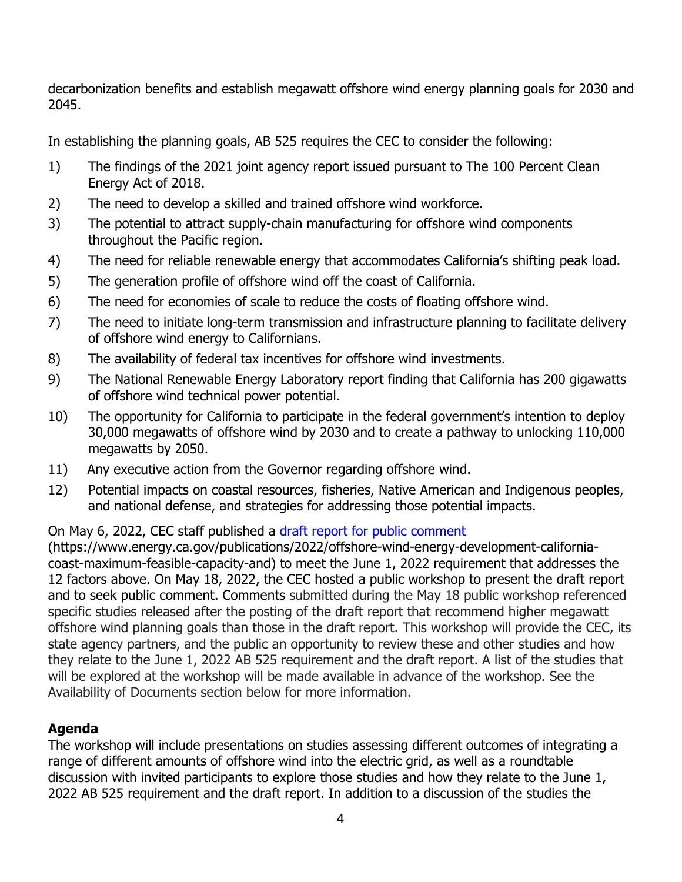decarbonization benefits and establish megawatt offshore wind energy planning goals for 2030 and 2045.

In establishing the planning goals, AB 525 requires the CEC to consider the following:

1) The findings of the 2021 joint agency report issued pursuant to The 100 Percent Clean Energy Act of 2018.
2) The need to develop a skilled and trained offshore wind workforce.
3) The potential to attract supply-chain manufacturing for offshore wind components throughout the Pacific region.
4) The need for reliable renewable energy that accommodates California's shifting peak load.
5) The generation profile of offshore wind off the coast of California.
6) The need for economies of scale to reduce the costs of floating offshore wind.
7) The need to initiate long-term transmission and infrastructure planning to facilitate delivery of offshore wind energy to Californians.
8) The availability of federal tax incentives for offshore wind investments.
9) The National Renewable Energy Laboratory report finding that California has 200 gigawatts of offshore wind technical power potential.
10) The opportunity for California to participate in the federal government's intention to deploy 30,000 megawatts of offshore wind by 2030 and to create a pathway to unlocking 110,000 megawatts by 2050.
11) Any executive action from the Governor regarding offshore wind.
12) Potential impacts on coastal resources, fisheries, Native American and Indigenous peoples, and national defense, and strategies for addressing those potential impacts.

On May 6, 2022, CEC staff published a [draft report for public comment](https://www.energy.ca.gov/publications/2022/offshore-wind-energy-development-california-coast-maximum-feasible-capacity-and) (https://www.energy.ca.gov/publications/2022/offshore-wind-energy-development-california-coast-maximum-feasible-capacity-and) to meet the June 1, 2022 requirement that addresses the 12 factors above. On May 18, 2022, the CEC hosted a public workshop to present the draft report and to seek public comment. Comments submitted during the May 18 public workshop referenced specific studies released after the posting of the draft report that recommend higher megawatt offshore wind planning goals than those in the draft report. This workshop will provide the CEC, its state agency partners, and the public an opportunity to review these and other studies and how they relate to the June 1, 2022 AB 525 requirement and the draft report. A list of the studies that will be explored at the workshop will be made available in advance of the workshop. See the Availability of Documents section below for more information.

**Agenda**

The workshop will include presentations on studies assessing different outcomes of integrating a range of different amounts of offshore wind into the electric grid, as well as a roundtable discussion with invited participants to explore those studies and how they relate to the June 1, 2022 AB 525 requirement and the draft report. In addition to a discussion of the studies the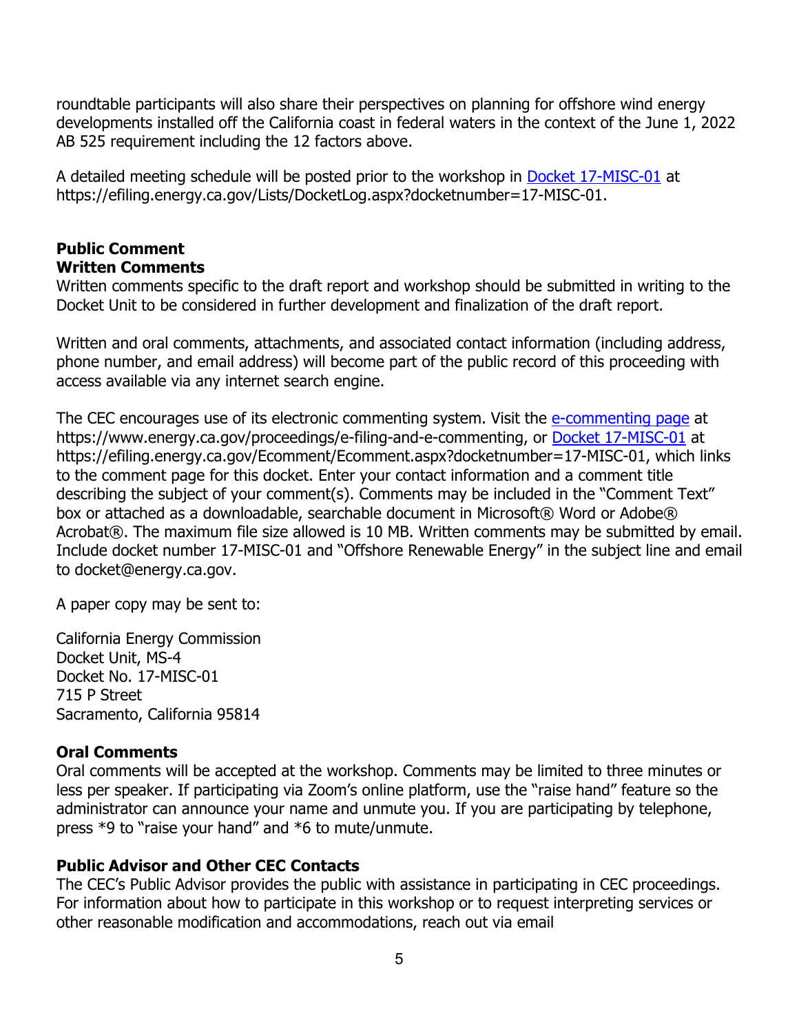roundtable participants will also share their perspectives on planning for offshore wind energy developments installed off the California coast in federal waters in the context of the June 1, 2022 AB 525 requirement including the 12 factors above.

A detailed meeting schedule will be posted prior to the workshop in [Docket 17-MISC-01](https://efiling.energy.ca.gov/Lists/DocketLog.aspx?docketnumber=17-MISC-01) at https://efiling.energy.ca.gov/Lists/DocketLog.aspx?docketnumber=17-MISC-01.

## Public Comment

### Written Comments

Written comments specific to the draft report and workshop should be submitted in writing to the Docket Unit to be considered in further development and finalization of the draft report.

Written and oral comments, attachments, and associated contact information (including address, phone number, and email address) will become part of the public record of this proceeding with access available via any internet search engine.

The CEC encourages use of its electronic commenting system. Visit the [e-commenting page](https://www.energy.ca.gov/proceedings/e-filing-and-e-commenting) at https://www.energy.ca.gov/proceedings/e-filing-and-e-commenting, or [Docket 17-MISC-01](https://efiling.energy.ca.gov/Ecomment/Ecomment.aspx?docketnumber=17-MISC-01) at https://efiling.energy.ca.gov/Ecomment/Ecomment.aspx?docketnumber=17-MISC-01, which links to the comment page for this docket. Enter your contact information and a comment title describing the subject of your comment(s). Comments may be included in the "Comment Text" box or attached as a downloadable, searchable document in Microsoft® Word or Adobe® Acrobat®. The maximum file size allowed is 10 MB. Written comments may be submitted by email. Include docket number 17-MISC-01 and "Offshore Renewable Energy" in the subject line and email to docket@energy.ca.gov.

A paper copy may be sent to:

California Energy Commission  
Docket Unit, MS-4  
Docket No. 17-MISC-01  
715 P Street  
Sacramento, California 95814

### Oral Comments

Oral comments will be accepted at the workshop. Comments may be limited to three minutes or less per speaker. If participating via Zoom's online platform, use the "raise hand" feature so the administrator can announce your name and unmute you. If you are participating by telephone, press *9 to "raise your hand" and *6 to mute/unmute.

### Public Advisor and Other CEC Contacts

The CEC's Public Advisor provides the public with assistance in participating in CEC proceedings. For information about how to participate in this workshop or to request interpreting services or other reasonable modification and accommodations, reach out via email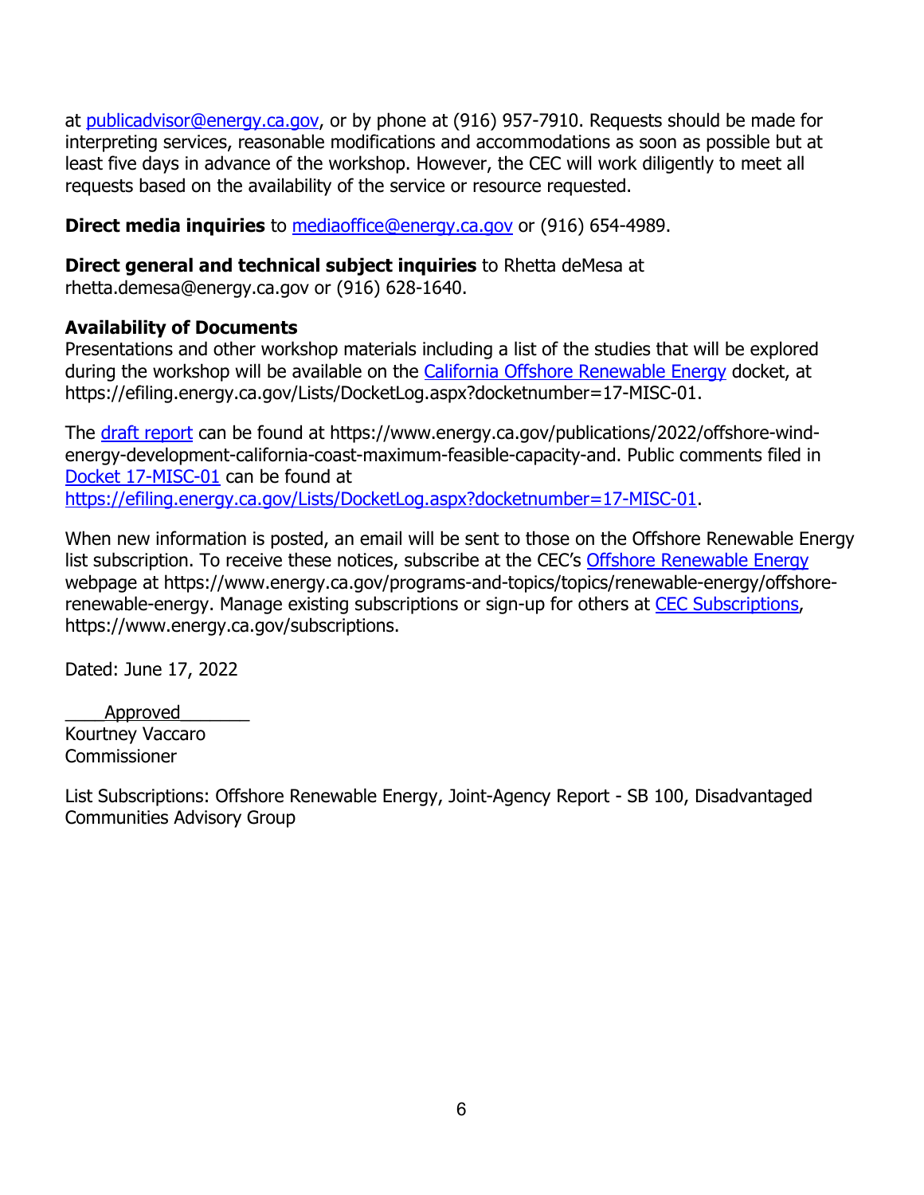at [publicadvisor@energy.ca.gov](mailto:publicadvisor@energy.ca.gov), or by phone at (916) 957-7910. Requests should be made for interpreting services, reasonable modifications and accommodations as soon as possible but at least five days in advance of the workshop. However, the CEC will work diligently to meet all requests based on the availability of the service or resource requested.

**Direct media inquiries** to [mediaoffice@energy.ca.gov](mailto:mediaoffice@energy.ca.gov) or (916) 654-4989.

**Direct general and technical subject inquiries** to Rhetta deMesa at rhetta.demesa@energy.ca.gov or (916) 628-1640.

**Availability of Documents**
Presentations and other workshop materials including a list of the studies that will be explored during the workshop will be available on the California Offshore Renewable Energy docket, at https://efiling.energy.ca.gov/Lists/DocketLog.aspx?docketnumber=17-MISC-01.

The draft report can be found at https://www.energy.ca.gov/publications/2022/offshore-wind-energy-development-california-coast-maximum-feasible-capacity-and. Public comments filed in Docket 17-MISC-01 can be found at https://efiling.energy.ca.gov/Lists/DocketLog.aspx?docketnumber=17-MISC-01.

When new information is posted, an email will be sent to those on the Offshore Renewable Energy list subscription. To receive these notices, subscribe at the CEC's Offshore Renewable Energy webpage at https://www.energy.ca.gov/programs-and-topics/topics/renewable-energy/offshore-renewable-energy. Manage existing subscriptions or sign-up for others at CEC Subscriptions, https://www.energy.ca.gov/subscriptions.

Dated: June 17, 2022

Approved
Kourtney Vaccaro
Commissioner

List Subscriptions: Offshore Renewable Energy, Joint-Agency Report - SB 100, Disadvantaged Communities Advisory Group